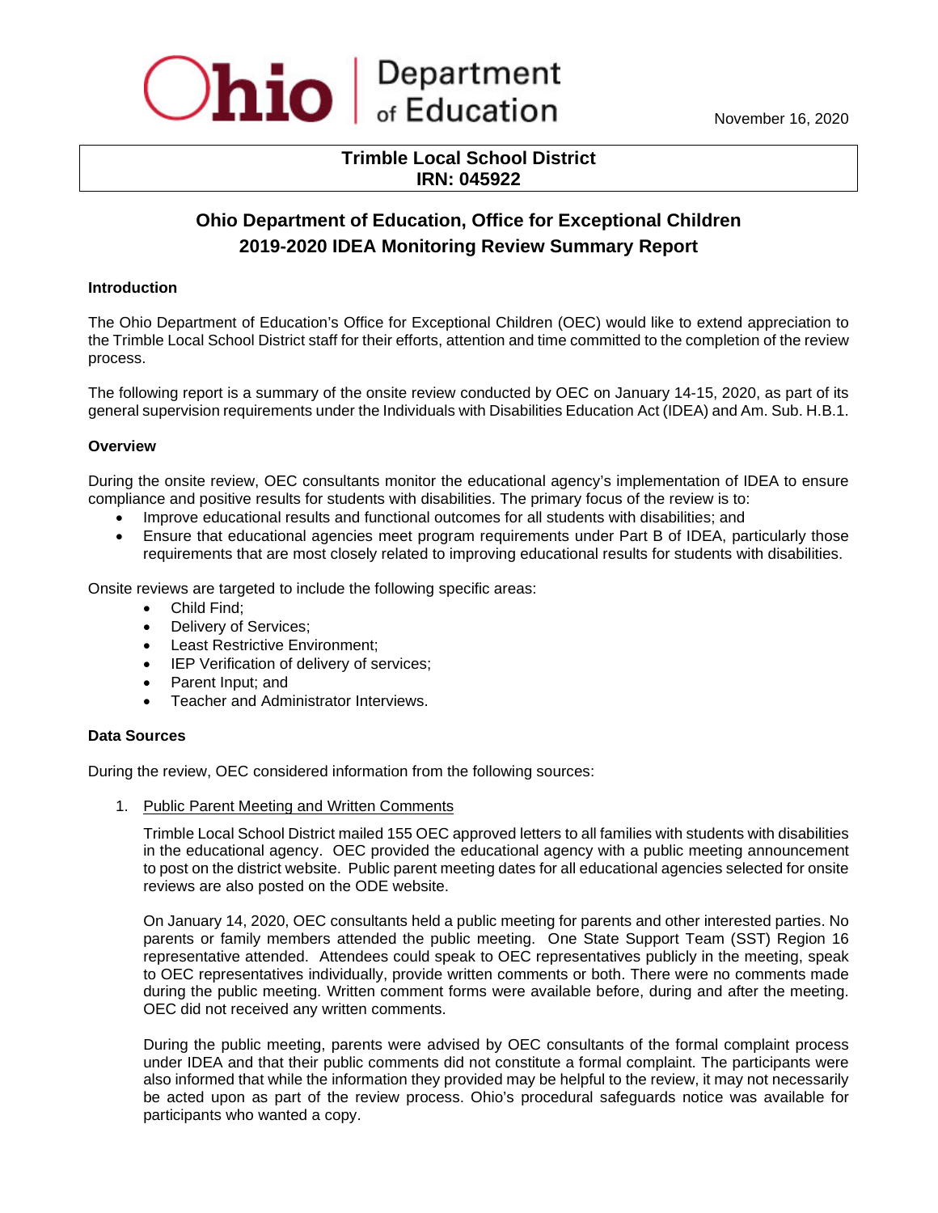Ohio Department of Education

November 16, 2020

**Trimble Local School District**
**IRN: 045922**

# Ohio Department of Education, Office for Exceptional Children
# 2019-2020 IDEA Monitoring Review Summary Report

### Introduction

The Ohio Department of Education's Office for Exceptional Children (OEC) would like to extend appreciation to the Trimble Local School District staff for their efforts, attention and time committed to the completion of the review process.

The following report is a summary of the onsite review conducted by OEC on January 14-15, 2020, as part of its general supervision requirements under the Individuals with Disabilities Education Act (IDEA) and Am. Sub. H.B.1.

### Overview

During the onsite review, OEC consultants monitor the educational agency's implementation of IDEA to ensure compliance and positive results for students with disabilities. The primary focus of the review is to:

- Improve educational results and functional outcomes for all students with disabilities; and
- Ensure that educational agencies meet program requirements under Part B of IDEA, particularly those requirements that are most closely related to improving educational results for students with disabilities.

Onsite reviews are targeted to include the following specific areas:

- Child Find;
- Delivery of Services;
- Least Restrictive Environment;
- IEP Verification of delivery of services;
- Parent Input; and
- Teacher and Administrator Interviews.

### Data Sources

During the review, OEC considered information from the following sources:

1. Public Parent Meeting and Written Comments

   Trimble Local School District mailed 155 OEC approved letters to all families with students with disabilities in the educational agency. OEC provided the educational agency with a public meeting announcement to post on the district website. Public parent meeting dates for all educational agencies selected for onsite reviews are also posted on the ODE website.

   On January 14, 2020, OEC consultants held a public meeting for parents and other interested parties. No parents or family members attended the public meeting. One State Support Team (SST) Region 16 representative attended. Attendees could speak to OEC representatives publicly in the meeting, speak to OEC representatives individually, provide written comments or both. There were no comments made during the public meeting. Written comment forms were available before, during and after the meeting. OEC did not received any written comments.

   During the public meeting, parents were advised by OEC consultants of the formal complaint process under IDEA and that their public comments did not constitute a formal complaint. The participants were also informed that while the information they provided may be helpful to the review, it may not necessarily be acted upon as part of the review process. Ohio's procedural safeguards notice was available for participants who wanted a copy.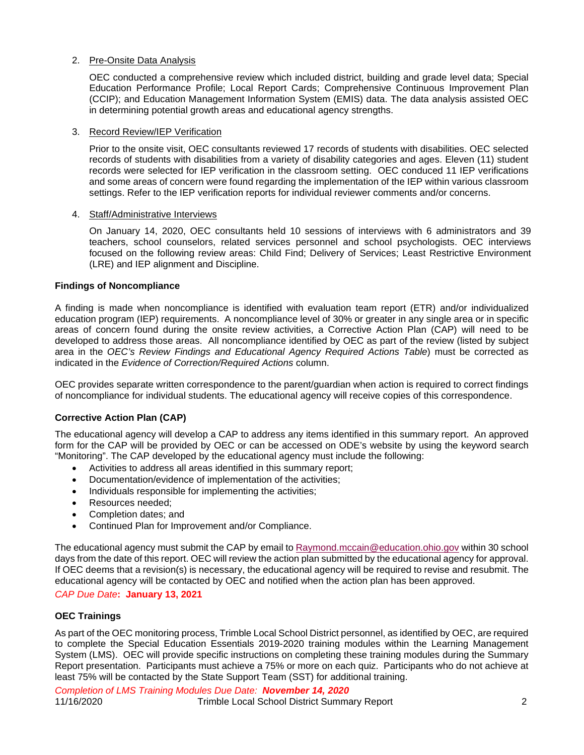2. Pre-Onsite Data Analysis

   OEC conducted a comprehensive review which included district, building and grade level data; Special Education Performance Profile; Local Report Cards; Comprehensive Continuous Improvement Plan (CCIP); and Education Management Information System (EMIS) data. The data analysis assisted OEC in determining potential growth areas and educational agency strengths.

3. Record Review/IEP Verification

   Prior to the onsite visit, OEC consultants reviewed 17 records of students with disabilities. OEC selected records of students with disabilities from a variety of disability categories and ages. Eleven (11) student records were selected for IEP verification in the classroom setting. OEC conducted 11 IEP verifications and some areas of concern were found regarding the implementation of the IEP within various classroom settings. Refer to the IEP verification reports for individual reviewer comments and/or concerns.

4. Staff/Administrative Interviews

   On January 14, 2020, OEC consultants held 10 sessions of interviews with 6 administrators and 39 teachers, school counselors, related services personnel and school psychologists. OEC interviews focused on the following review areas: Child Find; Delivery of Services; Least Restrictive Environment (LRE) and IEP alignment and Discipline.

**Findings of Noncompliance**

A finding is made when noncompliance is identified with evaluation team report (ETR) and/or individualized education program (IEP) requirements. A noncompliance level of 30% or greater in any single area or in specific areas of concern found during the onsite review activities, a Corrective Action Plan (CAP) will need to be developed to address those areas. All noncompliance identified by OEC as part of the review (listed by subject area in the *OEC's Review Findings and Educational Agency Required Actions Table*) must be corrected as indicated in the *Evidence of Correction/Required Actions* column.

OEC provides separate written correspondence to the parent/guardian when action is required to correct findings of noncompliance for individual students. The educational agency will receive copies of this correspondence.

**Corrective Action Plan (CAP)**

The educational agency will develop a CAP to address any items identified in this summary report. An approved form for the CAP will be provided by OEC or can be accessed on ODE's website by using the keyword search "Monitoring". The CAP developed by the educational agency must include the following:

- Activities to address all areas identified in this summary report;
- Documentation/evidence of implementation of the activities;
- Individuals responsible for implementing the activities;
- Resources needed;
- Completion dates; and
- Continued Plan for Improvement and/or Compliance.

The educational agency must submit the CAP by email to Raymond.mccain@education.ohio.gov within 30 school days from the date of this report. OEC will review the action plan submitted by the educational agency for approval. If OEC deems that a revision(s) is necessary, the educational agency will be required to revise and resubmit. The educational agency will be contacted by OEC and notified when the action plan has been approved.

*CAP Due Date*: **January 13, 2021**

**OEC Trainings**

As part of the OEC monitoring process, Trimble Local School District personnel, as identified by OEC, are required to complete the Special Education Essentials 2019-2020 training modules within the Learning Management System (LMS). OEC will provide specific instructions on completing these training modules during the Summary Report presentation. Participants must achieve a 75% or more on each quiz. Participants who do not achieve at least 75% will be contacted by the State Support Team (SST) for additional training.

*Completion of LMS Training Modules Due Date:* ***November 14, 2020***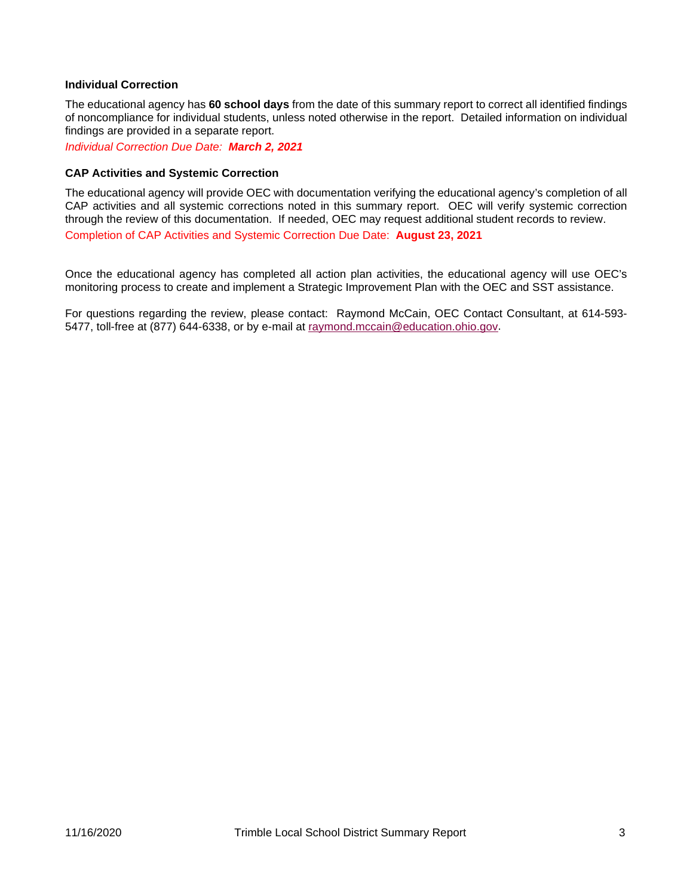### Individual Correction

The educational agency has **60 school days** from the date of this summary report to correct all identified findings of noncompliance for individual students, unless noted otherwise in the report. Detailed information on individual findings are provided in a separate report.

*Individual Correction Due Date:* ***March 2, 2021***

### CAP Activities and Systemic Correction

The educational agency will provide OEC with documentation verifying the educational agency's completion of all CAP activities and all systemic corrections noted in this summary report. OEC will verify systemic correction through the review of this documentation. If needed, OEC may request additional student records to review.

Completion of CAP Activities and Systemic Correction Due Date: **August 23, 2021**

Once the educational agency has completed all action plan activities, the educational agency will use OEC's monitoring process to create and implement a Strategic Improvement Plan with the OEC and SST assistance.

For questions regarding the review, please contact: Raymond McCain, OEC Contact Consultant, at 614-593-5477, toll-free at (877) 644-6338, or by e-mail at [raymond.mccain@education.ohio.gov](mailto:raymond.mccain@education.ohio.gov).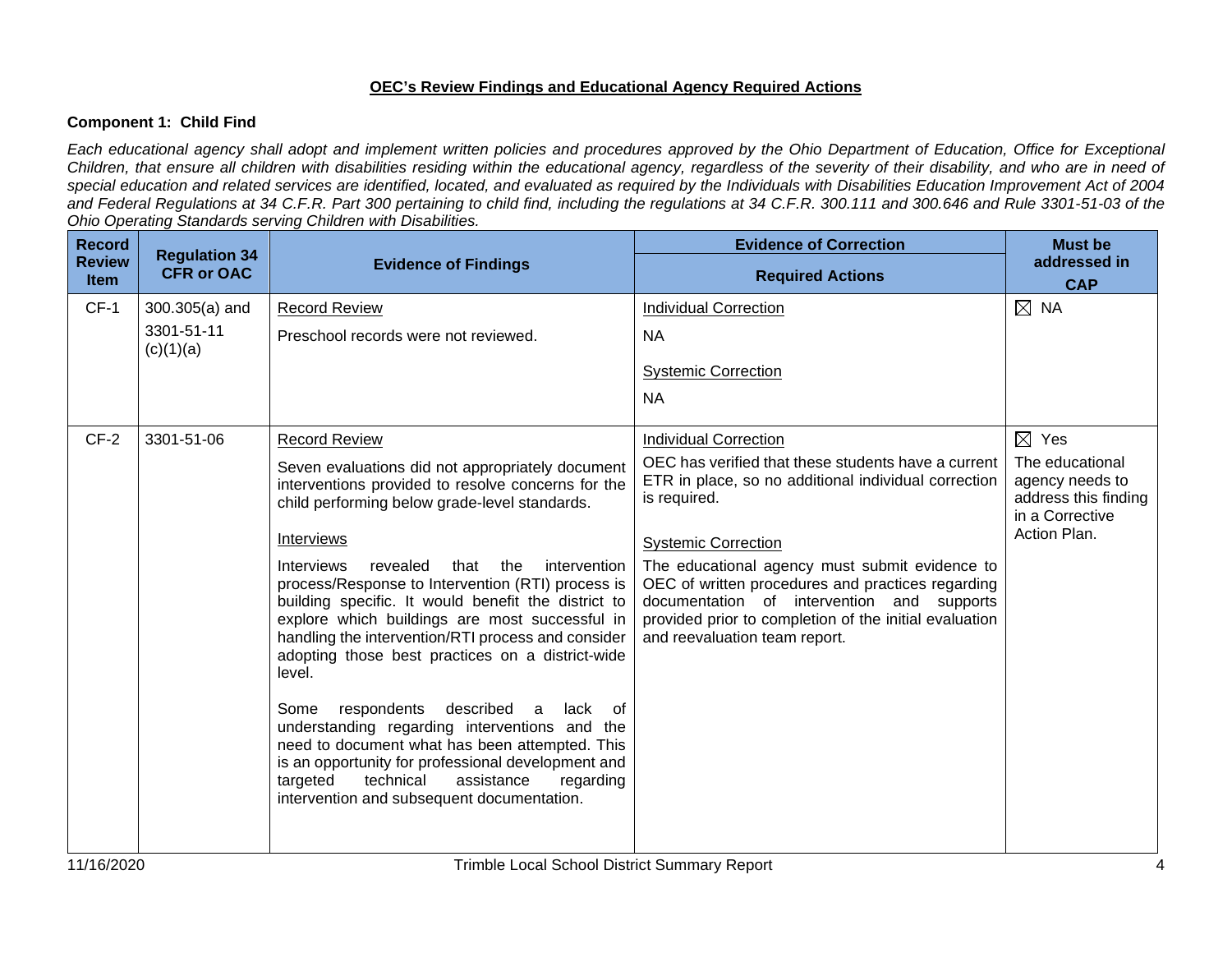**OEC's Review Findings and Educational Agency Required Actions**

**Component 1: Child Find**

*Each educational agency shall adopt and implement written policies and procedures approved by the Ohio Department of Education, Office for Exceptional Children, that ensure all children with disabilities residing within the educational agency, regardless of the severity of their disability, and who are in need of special education and related services are identified, located, and evaluated as required by the Individuals with Disabilities Education Improvement Act of 2004 and Federal Regulations at 34 C.F.R. Part 300 pertaining to child find, including the regulations at 34 C.F.R. 300.111 and 300.646 and Rule 3301-51-03 of the Ohio Operating Standards serving Children with Disabilities.*

| Record Review Item | Regulation 34 CFR or OAC | Evidence of Findings | Evidence of Correction<br>Required Actions | Must be addressed in CAP |
|---|---|---|---|---|
| CF-1 | 300.305(a) and 3301-51-11 (c)(1)(a) | Record Review<br><br>Preschool records were not reviewed. | Individual Correction<br><br>NA<br><br>Systemic Correction<br><br>NA | ☒ NA |
| CF-2 | 3301-51-06 | Record Review<br><br>Seven evaluations did not appropriately document interventions provided to resolve concerns for the child performing below grade-level standards.<br><br>Interviews<br><br>Interviews revealed that the intervention process/Response to Intervention (RTI) process is building specific. It would benefit the district to explore which buildings are most successful in handling the intervention/RTI process and consider adopting those best practices on a district-wide level.<br><br>Some respondents described a lack of understanding regarding interventions and the need to document what has been attempted. This is an opportunity for professional development and targeted technical assistance regarding intervention and subsequent documentation. | Individual Correction<br><br>OEC has verified that these students have a current ETR in place, so no additional individual correction is required.<br><br>Systemic Correction<br><br>The educational agency must submit evidence to OEC of written procedures and practices regarding documentation of intervention and supports provided prior to completion of the initial evaluation and reevaluation team report. | ☒ Yes<br><br>The educational agency needs to address this finding in a Corrective Action Plan. |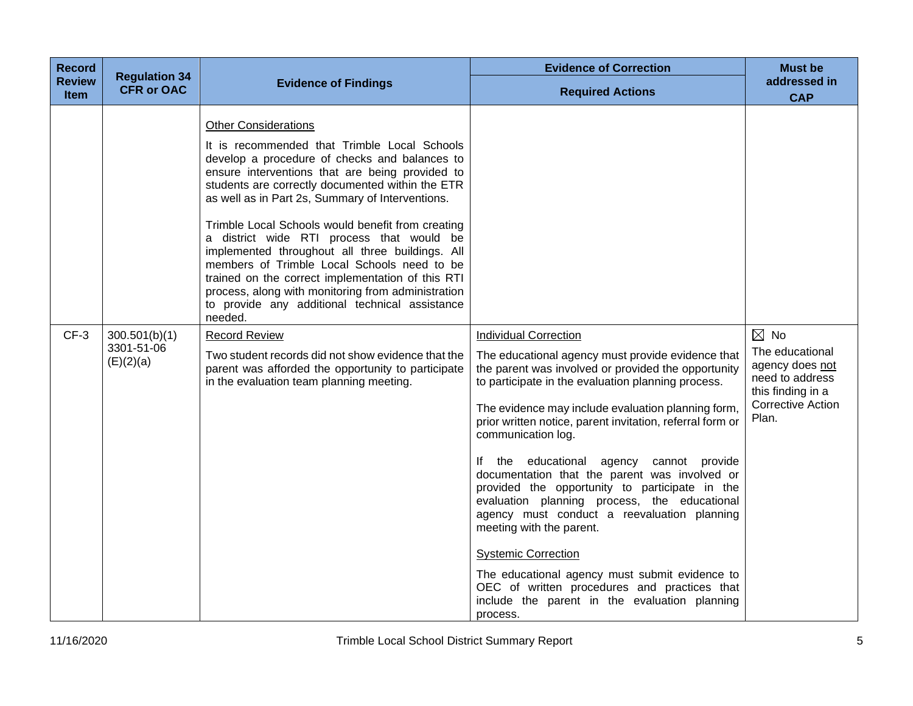| Record Review Item | Regulation 34 CFR or OAC | Evidence of Findings | Evidence of Correction<br>Required Actions | Must be addressed in CAP |
|---|---|---|---|---|
| | | <u>Other Considerations</u><br><br>It is recommended that Trimble Local Schools develop a procedure of checks and balances to ensure interventions that are being provided to students are correctly documented within the ETR as well as in Part 2s, Summary of Interventions.<br><br>Trimble Local Schools would benefit from creating a district wide RTI process that would be implemented throughout all three buildings. All members of Trimble Local Schools need to be trained on the correct implementation of this RTI process, along with monitoring from administration to provide any additional technical assistance needed. | | |
| CF-3 | 300.501(b)(1)<br>3301-51-06 (E)(2)(a) | <u>Record Review</u><br><br>Two student records did not show evidence that the parent was afforded the opportunity to participate in the evaluation team planning meeting. | <u>Individual Correction</u><br><br>The educational agency must provide evidence that the parent was involved or provided the opportunity to participate in the evaluation planning process.<br><br>The evidence may include evaluation planning form, prior written notice, parent invitation, referral form or communication log.<br><br>If the educational agency cannot provide documentation that the parent was involved or provided the opportunity to participate in the evaluation planning process, the educational agency must conduct a reevaluation planning meeting with the parent.<br><br><u>Systemic Correction</u><br><br>The educational agency must submit evidence to OEC of written procedures and practices that include the parent in the evaluation planning process. | ☒ No<br>The educational agency does <u>not</u> need to address this finding in a Corrective Action Plan. |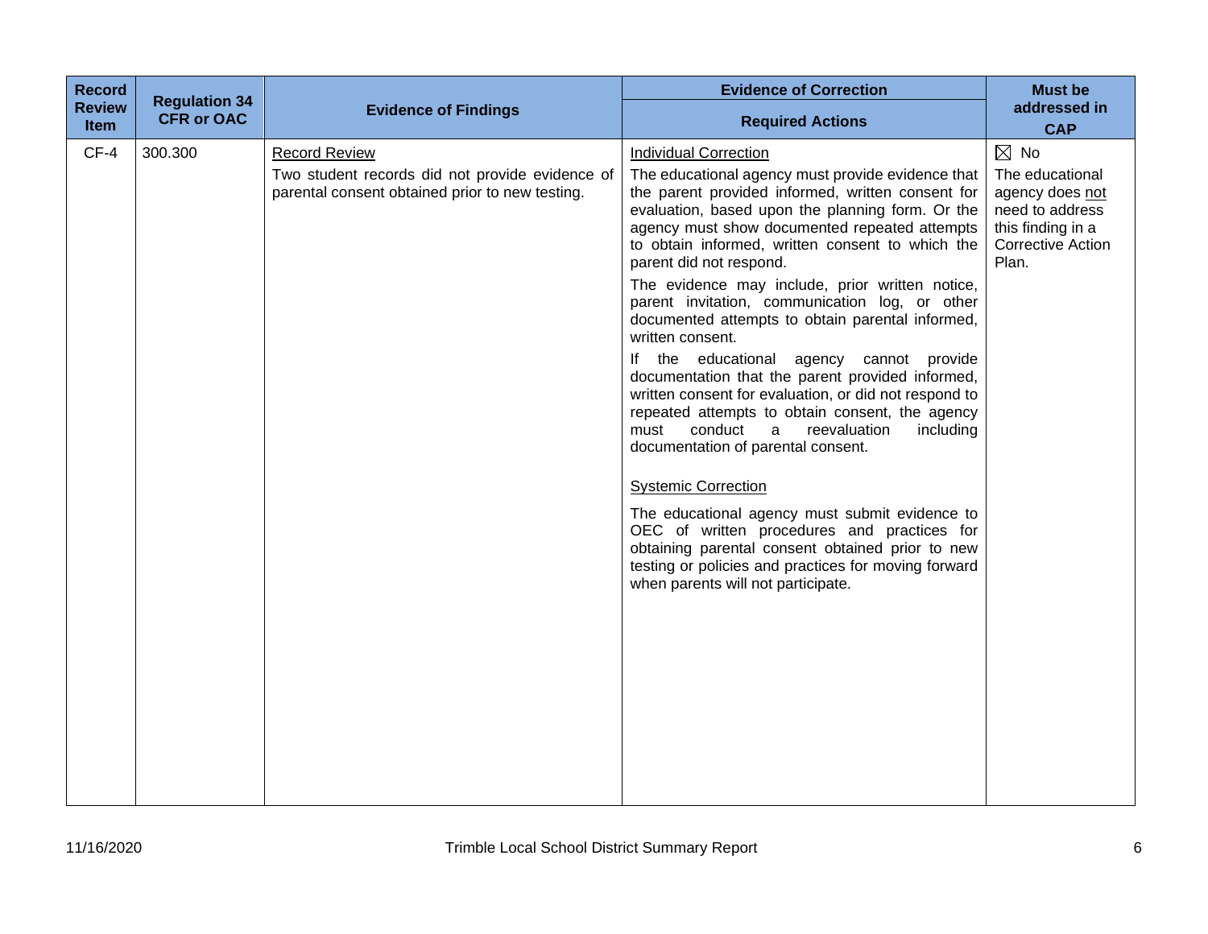| Record Review Item | Regulation 34 CFR or OAC | Evidence of Findings | Evidence of Correction<br>Required Actions | Must be addressed in CAP |
|---|---|---|---|---|
| CF-4 | 300.300 | <u>Record Review</u><br>Two student records did not provide evidence of parental consent obtained prior to new testing. | <u>Individual Correction</u><br>The educational agency must provide evidence that the parent provided informed, written consent for evaluation, based upon the planning form. Or the agency must show documented repeated attempts to obtain informed, written consent to which the parent did not respond.<br>The evidence may include, prior written notice, parent invitation, communication log, or other documented attempts to obtain parental informed, written consent.<br>If the educational agency cannot provide documentation that the parent provided informed, written consent for evaluation, or did not respond to repeated attempts to obtain consent, the agency must conduct a reevaluation including documentation of parental consent.<br><br><u>Systemic Correction</u><br>The educational agency must submit evidence to OEC of written procedures and practices for obtaining parental consent obtained prior to new testing or policies and practices for moving forward when parents will not participate. | ☒ No<br>The educational agency does <u>not</u> need to address this finding in a Corrective Action Plan. |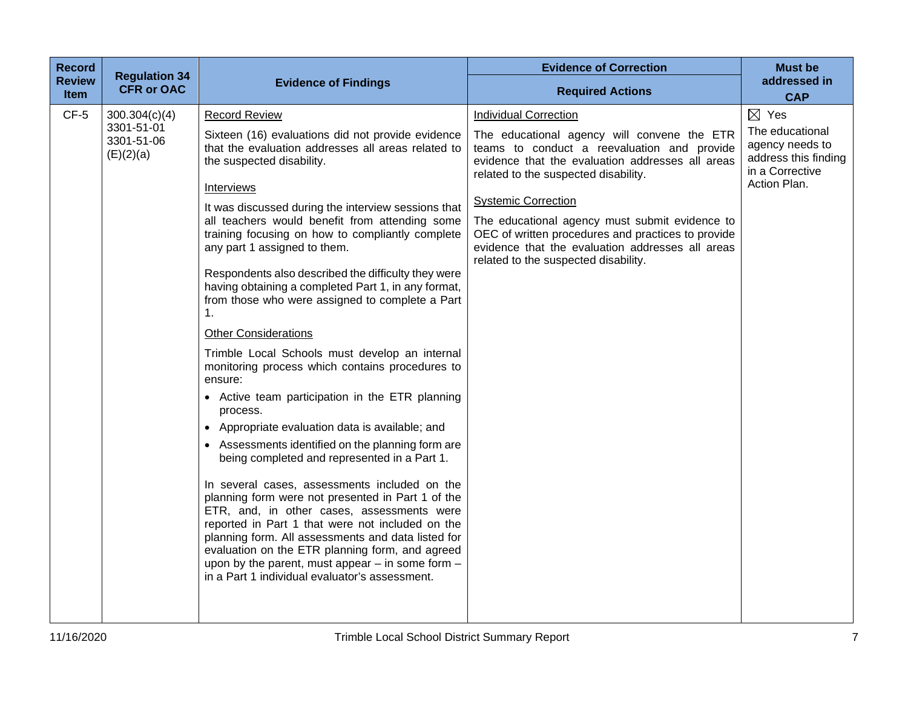| Record Review Item | Regulation 34 CFR or OAC | Evidence of Findings | Evidence of Correction<br>Required Actions | Must be addressed in CAP |
|---|---|---|---|---|
| CF-5 | 300.304(c)(4)<br>3301-51-01<br>3301-51-06 (E)(2)(a) | <u>Record Review</u><br><br>Sixteen (16) evaluations did not provide evidence that the evaluation addresses all areas related to the suspected disability.<br><br><u>Interviews</u><br><br>It was discussed during the interview sessions that all teachers would benefit from attending some training focusing on how to compliantly complete any part 1 assigned to them.<br><br>Respondents also described the difficulty they were having obtaining a completed Part 1, in any format, from those who were assigned to complete a Part 1.<br><br><u>Other Considerations</u><br><br>Trimble Local Schools must develop an internal monitoring process which contains procedures to ensure:<br>• Active team participation in the ETR planning process.<br>• Appropriate evaluation data is available; and<br>• Assessments identified on the planning form are being completed and represented in a Part 1.<br><br>In several cases, assessments included on the planning form were not presented in Part 1 of the ETR, and, in other cases, assessments were reported in Part 1 that were not included on the planning form. All assessments and data listed for evaluation on the ETR planning form, and agreed upon by the parent, must appear – in some form – in a Part 1 individual evaluator's assessment. | <u>Individual Correction</u><br><br>The educational agency will convene the ETR teams to conduct a reevaluation and provide evidence that the evaluation addresses all areas related to the suspected disability.<br><br><u>Systemic Correction</u><br><br>The educational agency must submit evidence to OEC of written procedures and practices to provide evidence that the evaluation addresses all areas related to the suspected disability. | ☒ Yes<br>The educational agency needs to address this finding in a Corrective Action Plan. |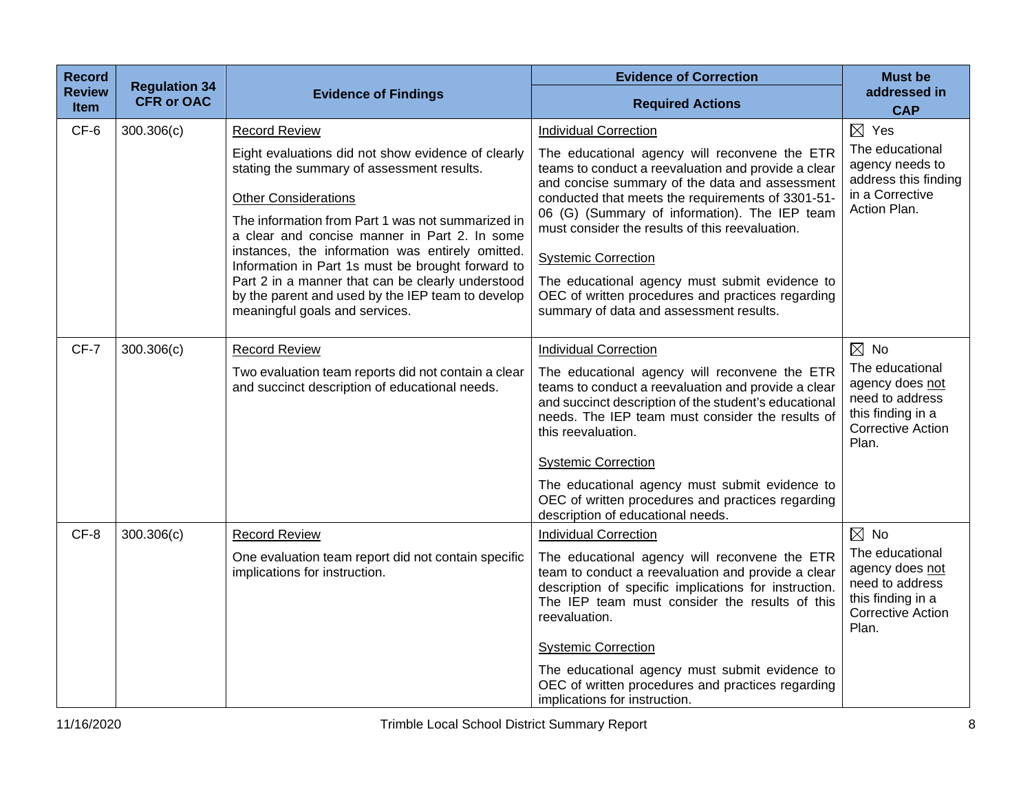| Record Review Item | Regulation 34 CFR or OAC | Evidence of Findings | Evidence of Correction<br>Required Actions | Must be addressed in CAP |
|---|---|---|---|---|
| CF-6 | 300.306(c) | <u>Record Review</u><br>Eight evaluations did not show evidence of clearly stating the summary of assessment results.<br><u>Other Considerations</u><br>The information from Part 1 was not summarized in a clear and concise manner in Part 2. In some instances, the information was entirely omitted. Information in Part 1s must be brought forward to Part 2 in a manner that can be clearly understood by the parent and used by the IEP team to develop meaningful goals and services. | <u>Individual Correction</u><br>The educational agency will reconvene the ETR teams to conduct a reevaluation and provide a clear and concise summary of the data and assessment conducted that meets the requirements of 3301-51-06 (G) (Summary of information). The IEP team must consider the results of this reevaluation.<br><u>Systemic Correction</u><br>The educational agency must submit evidence to OEC of written procedures and practices regarding summary of data and assessment results. | ☒ Yes<br>The educational agency needs to address this finding in a Corrective Action Plan. |
| CF-7 | 300.306(c) | <u>Record Review</u><br>Two evaluation team reports did not contain a clear and succinct description of educational needs. | <u>Individual Correction</u><br>The educational agency will reconvene the ETR teams to conduct a reevaluation and provide a clear and succinct description of the student's educational needs. The IEP team must consider the results of this reevaluation.<br><u>Systemic Correction</u><br>The educational agency must submit evidence to OEC of written procedures and practices regarding description of educational needs. | ☒ No<br>The educational agency does <u>not</u> need to address this finding in a Corrective Action Plan. |
| CF-8 | 300.306(c) | <u>Record Review</u><br>One evaluation team report did not contain specific implications for instruction. | <u>Individual Correction</u><br>The educational agency will reconvene the ETR team to conduct a reevaluation and provide a clear description of specific implications for instruction. The IEP team must consider the results of this reevaluation.<br><u>Systemic Correction</u><br>The educational agency must submit evidence to OEC of written procedures and practices regarding implications for instruction. | ☒ No<br>The educational agency does <u>not</u> need to address this finding in a Corrective Action Plan. |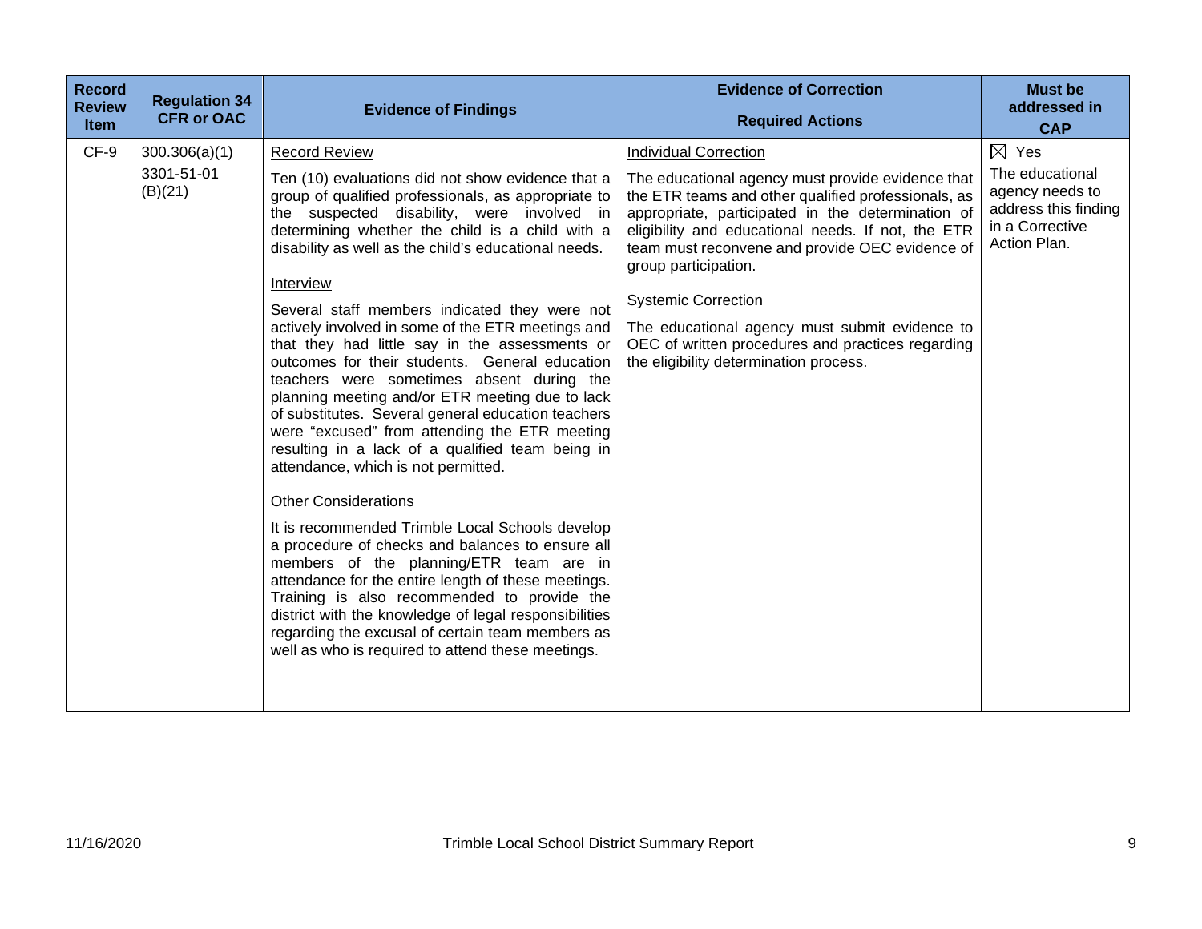| Record Review Item | Regulation 34 CFR or OAC | Evidence of Findings | Evidence of Correction<br>Required Actions | Must be addressed in CAP |
|---|---|---|---|---|
| CF-9 | 300.306(a)(1)<br>3301-51-01 (B)(21) | <u>Record Review</u><br>Ten (10) evaluations did not show evidence that a group of qualified professionals, as appropriate to the suspected disability, were involved in determining whether the child is a child with a disability as well as the child's educational needs.<br><u>Interview</u><br>Several staff members indicated they were not actively involved in some of the ETR meetings and that they had little say in the assessments or outcomes for their students. General education teachers were sometimes absent during the planning meeting and/or ETR meeting due to lack of substitutes. Several general education teachers were "excused" from attending the ETR meeting resulting in a lack of a qualified team being in attendance, which is not permitted.<br><u>Other Considerations</u><br>It is recommended Trimble Local Schools develop a procedure of checks and balances to ensure all members of the planning/ETR team are in attendance for the entire length of these meetings. Training is also recommended to provide the district with the knowledge of legal responsibilities regarding the excusal of certain team members as well as who is required to attend these meetings. | <u>Individual Correction</u><br>The educational agency must provide evidence that the ETR teams and other qualified professionals, as appropriate, participated in the determination of eligibility and educational needs. If not, the ETR team must reconvene and provide OEC evidence of group participation.<br><u>Systemic Correction</u><br>The educational agency must submit evidence to OEC of written procedures and practices regarding the eligibility determination process. | ☒ Yes<br>The educational agency needs to address this finding in a Corrective Action Plan. |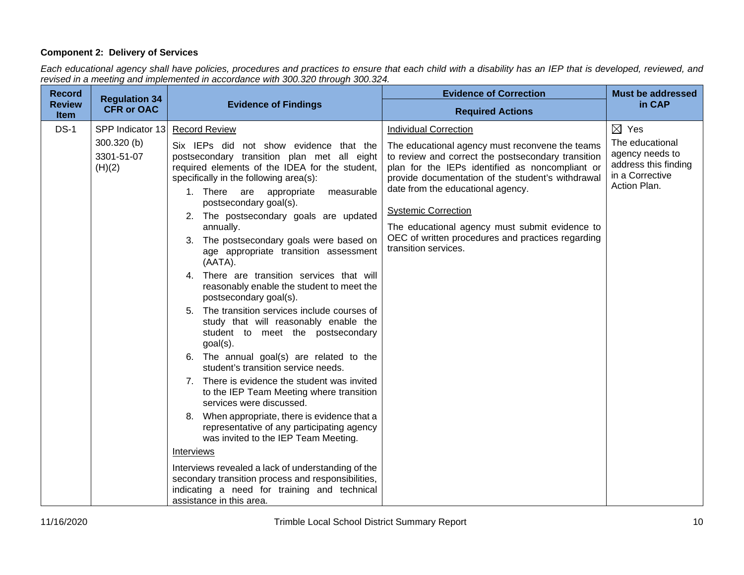**Component 2: Delivery of Services**

*Each educational agency shall have policies, procedures and practices to ensure that each child with a disability has an IEP that is developed, reviewed, and revised in a meeting and implemented in accordance with 300.320 through 300.324.*

| Record Review Item | Regulation 34 CFR or OAC | Evidence of Findings | Evidence of Correction<br>Required Actions | Must be addressed in CAP |
|---|---|---|---|---|
| DS-1 | SPP Indicator 13<br>300.320 (b)<br>3301-51-07 (H)(2) | <u>Record Review</u><br>Six IEPs did not show evidence that the postsecondary transition plan met all eight required elements of the IDEA for the student, specifically in the following area(s):<br>1. There are appropriate measurable postsecondary goal(s).<br>2. The postsecondary goals are updated annually.<br>3. The postsecondary goals were based on age appropriate transition assessment (AATA).<br>4. There are transition services that will reasonably enable the student to meet the postsecondary goal(s).<br>5. The transition services include courses of study that will reasonably enable the student to meet the postsecondary goal(s).<br>6. The annual goal(s) are related to the student's transition service needs.<br>7. There is evidence the student was invited to the IEP Team Meeting where transition services were discussed.<br>8. When appropriate, there is evidence that a representative of any participating agency was invited to the IEP Team Meeting.<br><u>Interviews</u><br>Interviews revealed a lack of understanding of the secondary transition process and responsibilities, indicating a need for training and technical assistance in this area. | <u>Individual Correction</u><br>The educational agency must reconvene the teams to review and correct the postsecondary transition plan for the IEPs identified as noncompliant or provide documentation of the student's withdrawal date from the educational agency.<br><u>Systemic Correction</u><br>The educational agency must submit evidence to OEC of written procedures and practices regarding transition services. | ☒ Yes<br>The educational agency needs to address this finding in a Corrective Action Plan. |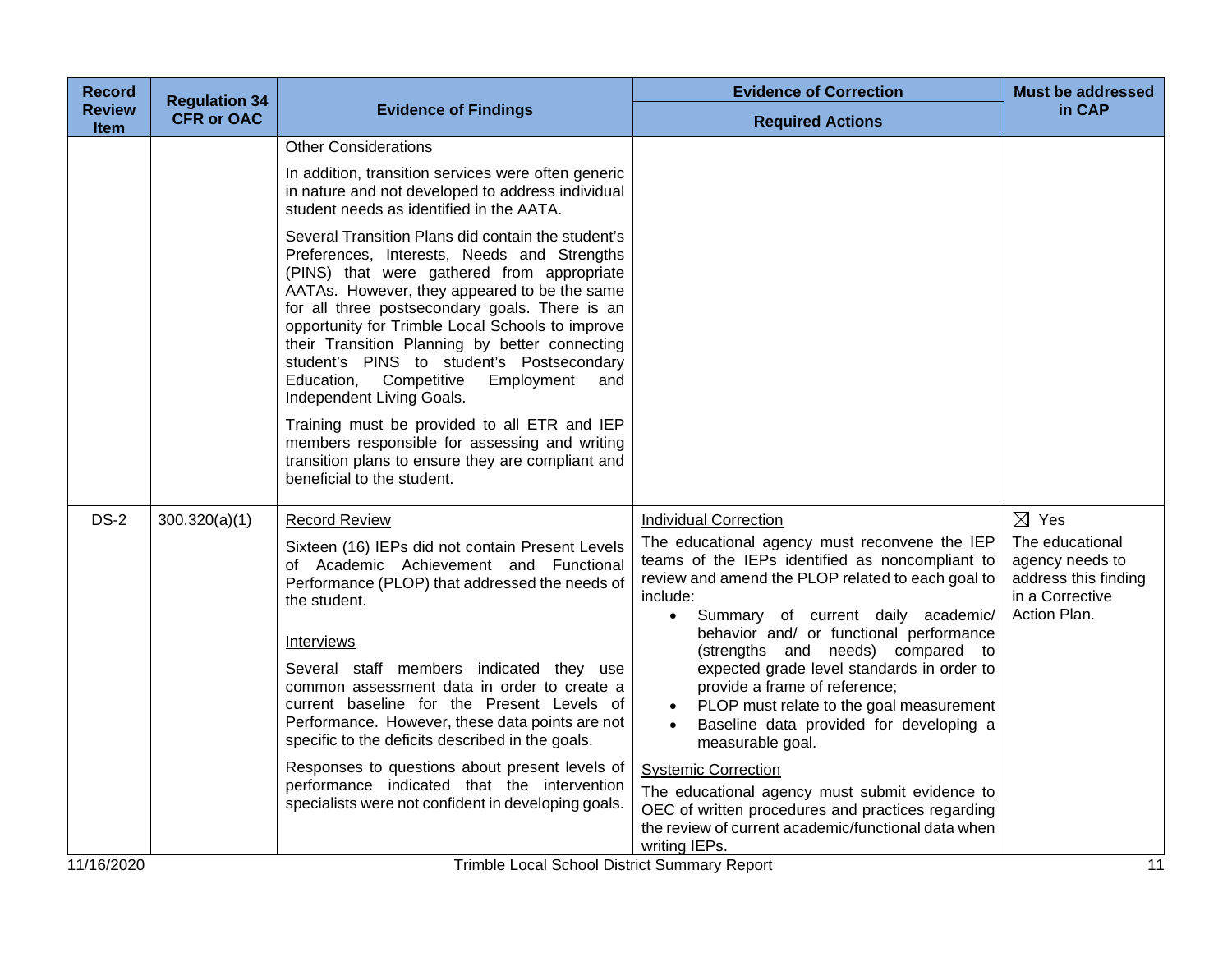| Record Review Item | Regulation 34 CFR or OAC | Evidence of Findings | Evidence of Correction<br>Required Actions | Must be addressed in CAP |
|---|---|---|---|---|
| | | <u>Other Considerations</u><br><br>In addition, transition services were often generic in nature and not developed to address individual student needs as identified in the AATA.<br><br>Several Transition Plans did contain the student's Preferences, Interests, Needs and Strengths (PINS) that were gathered from appropriate AATAs. However, they appeared to be the same for all three postsecondary goals. There is an opportunity for Trimble Local Schools to improve their Transition Planning by better connecting student's PINS to student's Postsecondary Education, Competitive Employment and Independent Living Goals.<br><br>Training must be provided to all ETR and IEP members responsible for assessing and writing transition plans to ensure they are compliant and beneficial to the student. | | |
| DS-2 | 300.320(a)(1) | <u>Record Review</u><br><br>Sixteen (16) IEPs did not contain Present Levels of Academic Achievement and Functional Performance (PLOP) that addressed the needs of the student.<br><br><u>Interviews</u><br><br>Several staff members indicated they use common assessment data in order to create a current baseline for the Present Levels of Performance. However, these data points are not specific to the deficits described in the goals.<br><br>Responses to questions about present levels of performance indicated that the intervention specialists were not confident in developing goals. | <u>Individual Correction</u><br><br>The educational agency must reconvene the IEP teams of the IEPs identified as noncompliant to review and amend the PLOP related to each goal to include:<br>• Summary of current daily academic/ behavior and/ or functional performance (strengths and needs) compared to expected grade level standards in order to provide a frame of reference;<br>• PLOP must relate to the goal measurement<br>• Baseline data provided for developing a measurable goal.<br><br><u>Systemic Correction</u><br><br>The educational agency must submit evidence to OEC of written procedures and practices regarding the review of current academic/functional data when writing IEPs. | ☒ Yes<br><br>The educational agency needs to address this finding in a Corrective Action Plan. |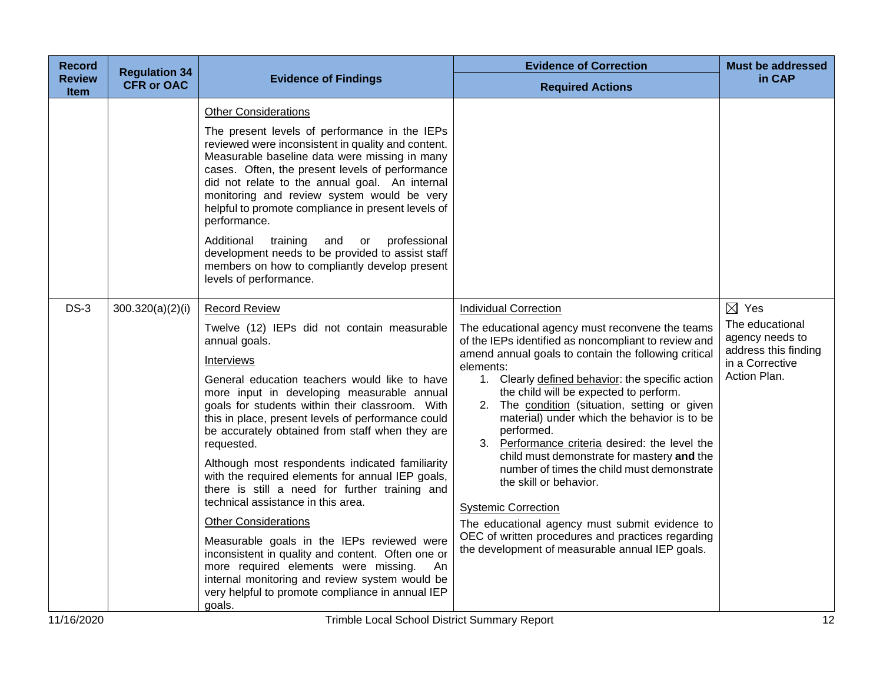| Record Review Item | Regulation 34 CFR or OAC | Evidence of Findings | Evidence of Correction<br>Required Actions | Must be addressed in CAP |
|---|---|---|---|---|
| | | <u>Other Considerations</u><br><br>The present levels of performance in the IEPs reviewed were inconsistent in quality and content. Measurable baseline data were missing in many cases. Often, the present levels of performance did not relate to the annual goal. An internal monitoring and review system would be very helpful to promote compliance in present levels of performance.<br><br>Additional training and or professional development needs to be provided to assist staff members on how to compliantly develop present levels of performance. | | |
| DS-3 | 300.320(a)(2)(i) | <u>Record Review</u><br><br>Twelve (12) IEPs did not contain measurable annual goals.<br><br><u>Interviews</u><br><br>General education teachers would like to have more input in developing measurable annual goals for students within their classroom. With this in place, present levels of performance could be accurately obtained from staff when they are requested.<br><br>Although most respondents indicated familiarity with the required elements for annual IEP goals, there is still a need for further training and technical assistance in this area.<br><br><u>Other Considerations</u><br><br>Measurable goals in the IEPs reviewed were inconsistent in quality and content. Often one or more required elements were missing. An internal monitoring and review system would be very helpful to promote compliance in annual IEP goals. | <u>Individual Correction</u><br><br>The educational agency must reconvene the teams of the IEPs identified as noncompliant to review and amend annual goals to contain the following critical elements:<br>1. Clearly <u>defined behavior</u>: the specific action the child will be expected to perform.<br>2. The <u>condition</u> (situation, setting or given material) under which the behavior is to be performed.<br>3. <u>Performance criteria</u> desired: the level the child must demonstrate for mastery **and** the number of times the child must demonstrate the skill or behavior.<br><br><u>Systemic Correction</u><br><br>The educational agency must submit evidence to OEC of written procedures and practices regarding the development of measurable annual IEP goals. | ☒ Yes<br>The educational agency needs to address this finding in a Corrective Action Plan. |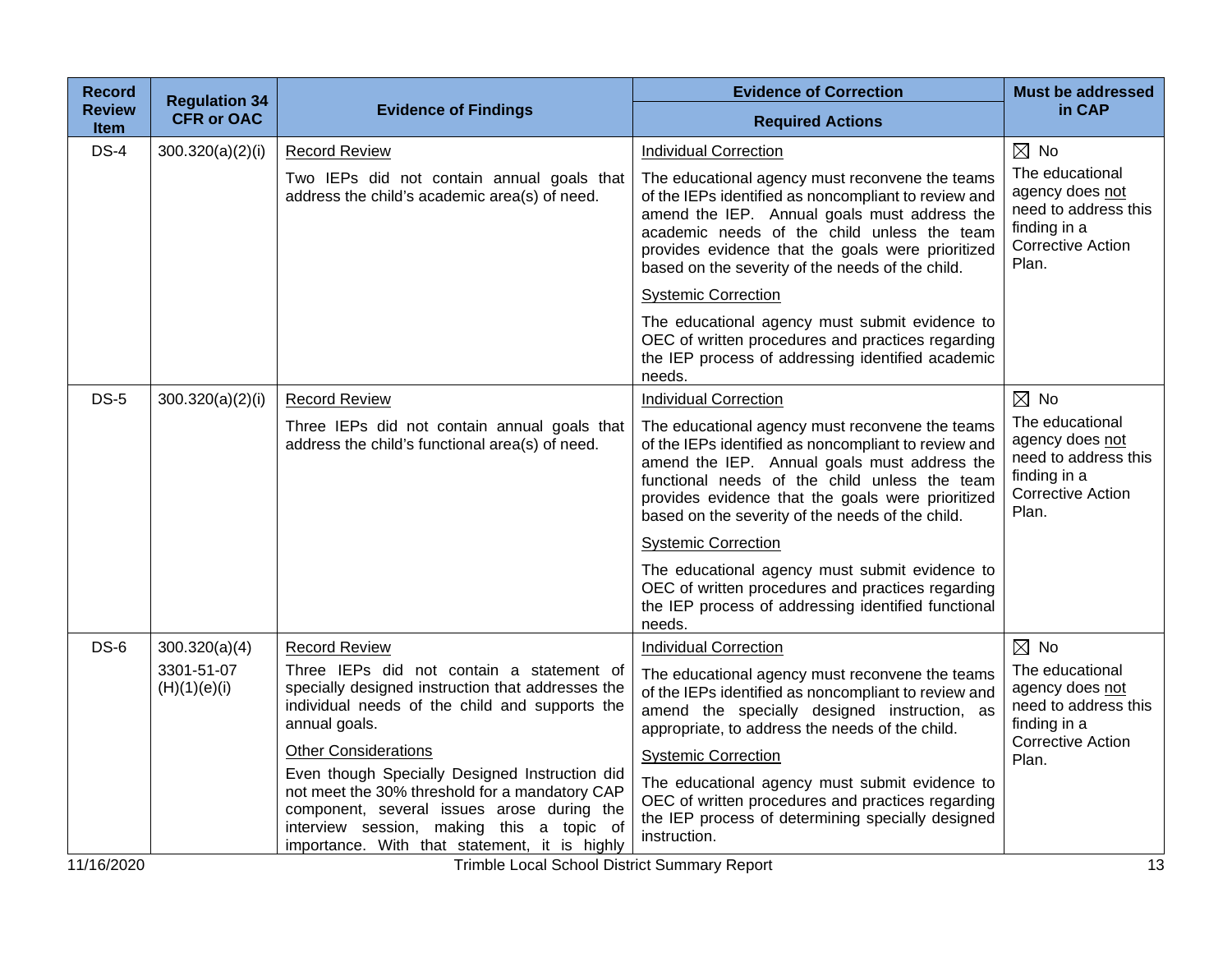| Record Review Item | Regulation 34 CFR or OAC | Evidence of Findings | Evidence of Correction<br>Required Actions | Must be addressed in CAP |
|---|---|---|---|---|
| DS-4 | 300.320(a)(2)(i) | Record Review<br><br>Two IEPs did not contain annual goals that address the child's academic area(s) of need. | Individual Correction<br><br>The educational agency must reconvene the teams of the IEPs identified as noncompliant to review and amend the IEP. Annual goals must address the academic needs of the child unless the team provides evidence that the goals were prioritized based on the severity of the needs of the child.<br><br>Systemic Correction<br><br>The educational agency must submit evidence to OEC of written procedures and practices regarding the IEP process of addressing identified academic needs. | ☒ No<br><br>The educational agency does not need to address this finding in a Corrective Action Plan. |
| DS-5 | 300.320(a)(2)(i) | Record Review<br><br>Three IEPs did not contain annual goals that address the child's functional area(s) of need. | Individual Correction<br><br>The educational agency must reconvene the teams of the IEPs identified as noncompliant to review and amend the IEP. Annual goals must address the functional needs of the child unless the team provides evidence that the goals were prioritized based on the severity of the needs of the child.<br><br>Systemic Correction<br><br>The educational agency must submit evidence to OEC of written procedures and practices regarding the IEP process of addressing identified functional needs. | ☒ No<br><br>The educational agency does not need to address this finding in a Corrective Action Plan. |
| DS-6 | 300.320(a)(4)<br><br>3301-51-07 (H)(1)(e)(i) | Record Review<br><br>Three IEPs did not contain a statement of specially designed instruction that addresses the individual needs of the child and supports the annual goals.<br><br>Other Considerations<br><br>Even though Specially Designed Instruction did not meet the 30% threshold for a mandatory CAP component, several issues arose during the interview session, making this a topic of importance. With that statement, it is highly | Individual Correction<br><br>The educational agency must reconvene the teams of the IEPs identified as noncompliant to review and amend the specially designed instruction, as appropriate, to address the needs of the child.<br><br>Systemic Correction<br><br>The educational agency must submit evidence to OEC of written procedures and practices regarding the IEP process of determining specially designed instruction. | ☒ No<br><br>The educational agency does not need to address this finding in a Corrective Action Plan. |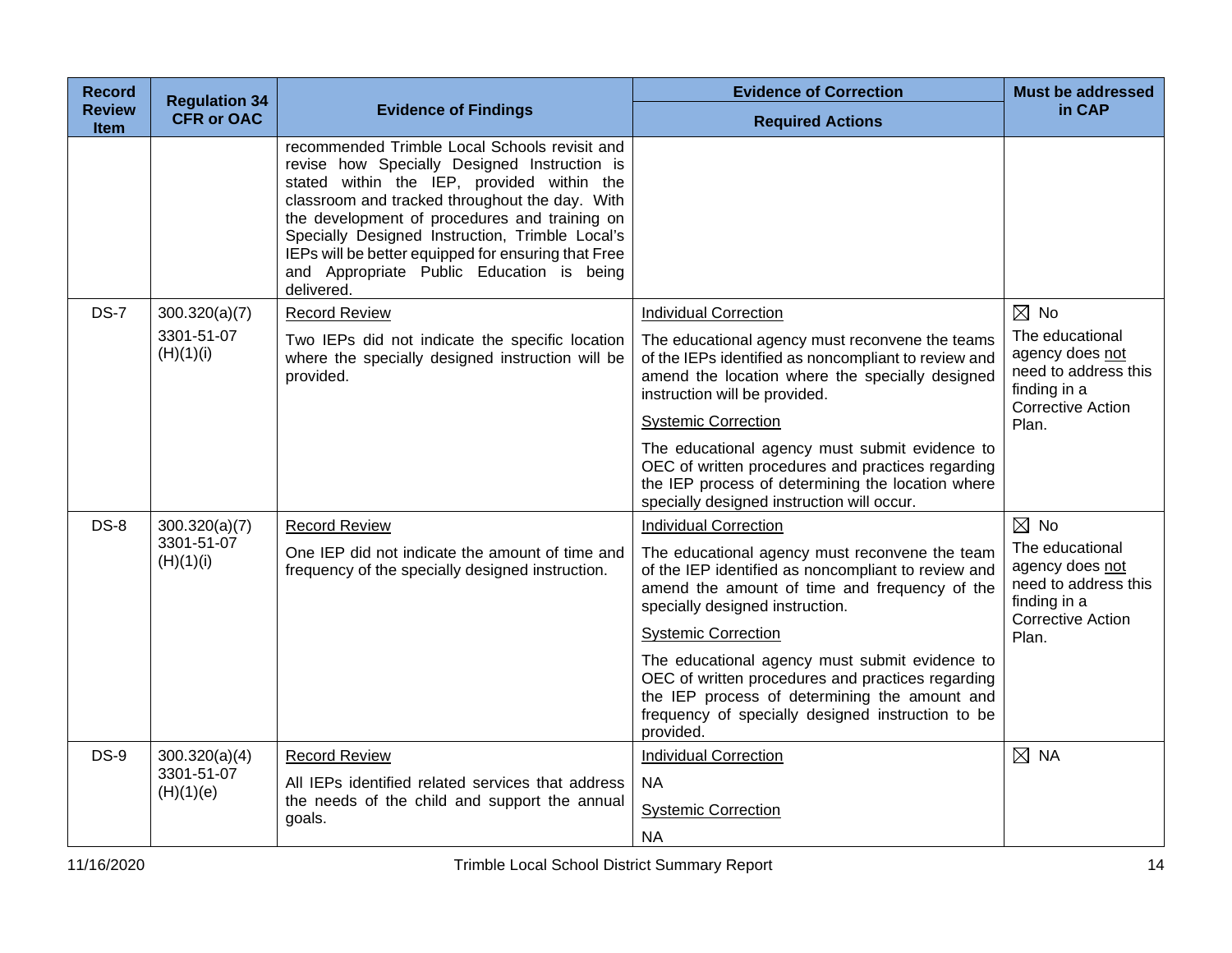| Record Review Item | Regulation 34 CFR or OAC | Evidence of Findings | Evidence of Correction<br>Required Actions | Must be addressed in CAP |
|---|---|---|---|---|
| | | recommended Trimble Local Schools revisit and revise how Specially Designed Instruction is stated within the IEP, provided within the classroom and tracked throughout the day. With the development of procedures and training on Specially Designed Instruction, Trimble Local's IEPs will be better equipped for ensuring that Free and Appropriate Public Education is being delivered. | | |
| DS-7 | 300.320(a)(7)<br>3301-51-07 (H)(1)(i) | Record Review<br>Two IEPs did not indicate the specific location where the specially designed instruction will be provided. | Individual Correction<br>The educational agency must reconvene the teams of the IEPs identified as noncompliant to review and amend the location where the specially designed instruction will be provided.<br>Systemic Correction<br>The educational agency must submit evidence to OEC of written procedures and practices regarding the IEP process of determining the location where specially designed instruction will occur. | ☒ No<br>The educational agency does not need to address this finding in a Corrective Action Plan. |
| DS-8 | 300.320(a)(7)<br>3301-51-07 (H)(1)(i) | Record Review<br>One IEP did not indicate the amount of time and frequency of the specially designed instruction. | Individual Correction<br>The educational agency must reconvene the team of the IEP identified as noncompliant to review and amend the amount of time and frequency of the specially designed instruction.<br>Systemic Correction<br>The educational agency must submit evidence to OEC of written procedures and practices regarding the IEP process of determining the amount and frequency of specially designed instruction to be provided. | ☒ No<br>The educational agency does not need to address this finding in a Corrective Action Plan. |
| DS-9 | 300.320(a)(4)<br>3301-51-07 (H)(1)(e) | Record Review<br>All IEPs identified related services that address the needs of the child and support the annual goals. | Individual Correction<br>NA<br>Systemic Correction<br>NA | ☒ NA |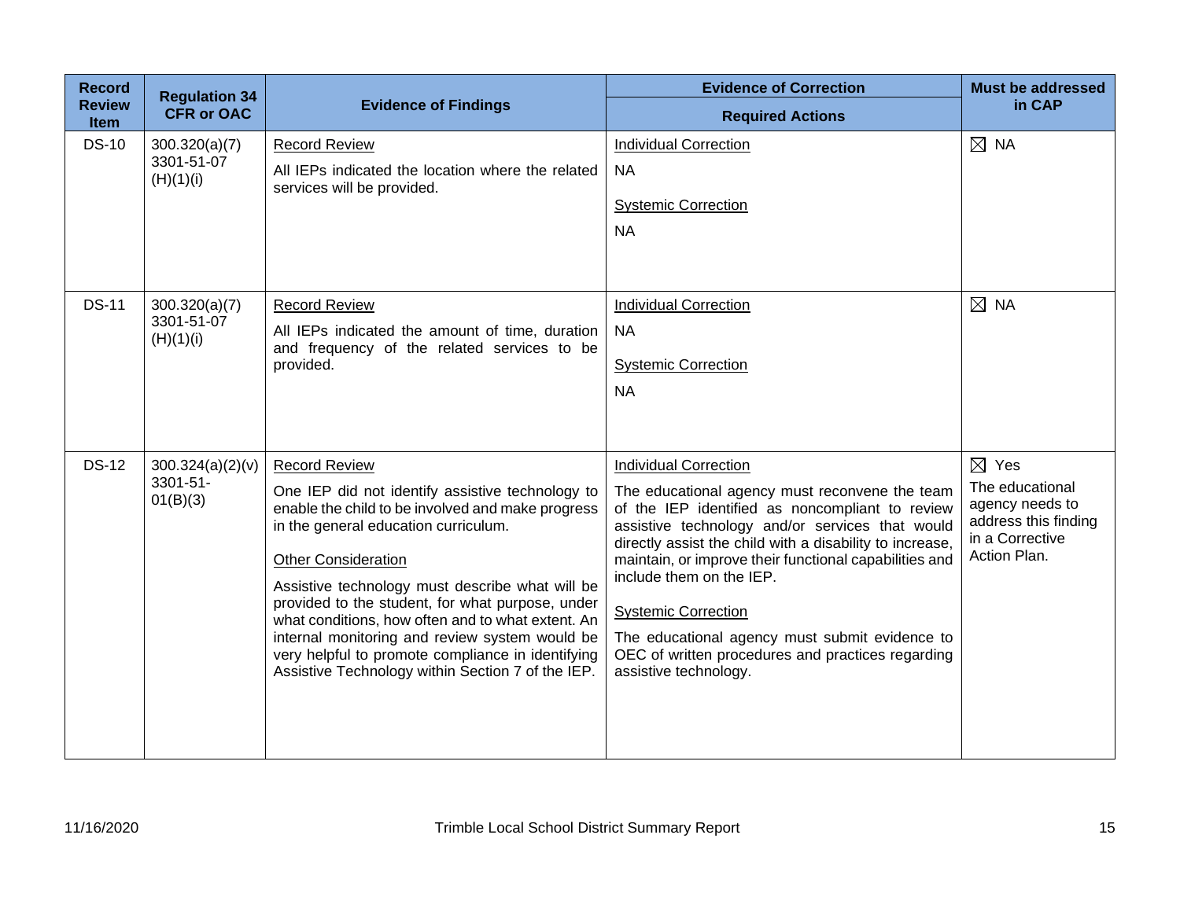| Record Review Item | Regulation 34 CFR or OAC | Evidence of Findings | Evidence of Correction<br>Required Actions | Must be addressed in CAP |
|---|---|---|---|---|
| DS-10 | 300.320(a)(7)<br>3301-51-07 (H)(1)(i) | Record Review<br>All IEPs indicated the location where the related services will be provided. | Individual Correction<br>NA<br>Systemic Correction<br>NA | ☒ NA |
| DS-11 | 300.320(a)(7)<br>3301-51-07 (H)(1)(i) | Record Review<br>All IEPs indicated the amount of time, duration and frequency of the related services to be provided. | Individual Correction<br>NA<br>Systemic Correction<br>NA | ☒ NA |
| DS-12 | 300.324(a)(2)(v)<br>3301-51-01(B)(3) | Record Review<br>One IEP did not identify assistive technology to enable the child to be involved and make progress in the general education curriculum.<br>Other Consideration<br>Assistive technology must describe what will be provided to the student, for what purpose, under what conditions, how often and to what extent. An internal monitoring and review system would be very helpful to promote compliance in identifying Assistive Technology within Section 7 of the IEP. | Individual Correction<br>The educational agency must reconvene the team of the IEP identified as noncompliant to review assistive technology and/or services that would directly assist the child with a disability to increase, maintain, or improve their functional capabilities and include them on the IEP.<br>Systemic Correction<br>The educational agency must submit evidence to OEC of written procedures and practices regarding assistive technology. | ☒ Yes<br>The educational agency needs to address this finding in a Corrective Action Plan. |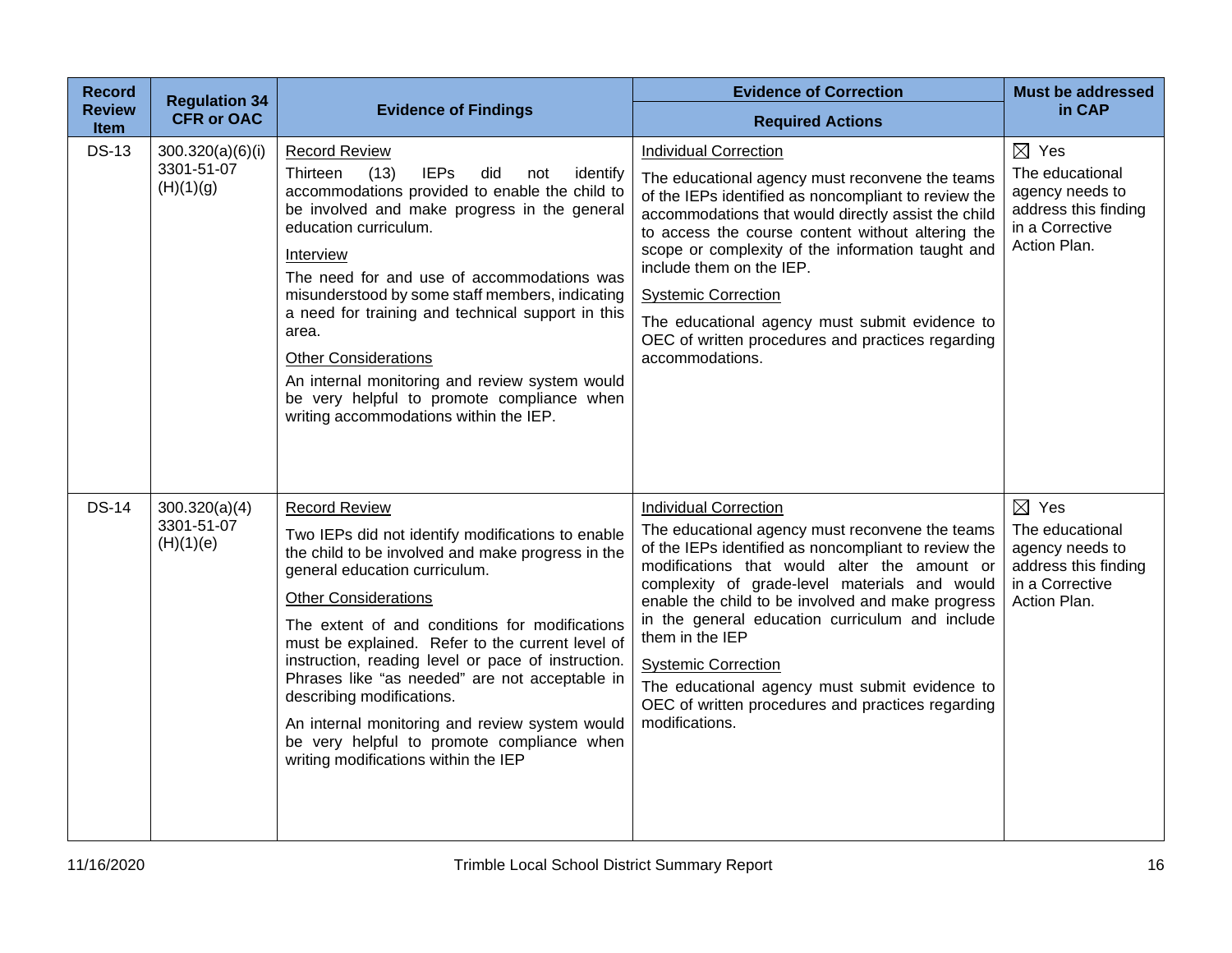| Record Review Item | Regulation 34 CFR or OAC | Evidence of Findings | Evidence of Correction<br>Required Actions | Must be addressed in CAP |
|---|---|---|---|---|
| DS-13 | 300.320(a)(6)(i)<br>3301-51-07 (H)(1)(g) | <u>Record Review</u><br>Thirteen (13) IEPs did not identify accommodations provided to enable the child to be involved and make progress in the general education curriculum.<br><u>Interview</u><br>The need for and use of accommodations was misunderstood by some staff members, indicating a need for training and technical support in this area.<br><u>Other Considerations</u><br>An internal monitoring and review system would be very helpful to promote compliance when writing accommodations within the IEP. | <u>Individual Correction</u><br>The educational agency must reconvene the teams of the IEPs identified as noncompliant to review the accommodations that would directly assist the child to access the course content without altering the scope or complexity of the information taught and include them on the IEP.<br><u>Systemic Correction</u><br>The educational agency must submit evidence to OEC of written procedures and practices regarding accommodations. | ☒ Yes<br>The educational agency needs to address this finding in a Corrective Action Plan. |
| DS-14 | 300.320(a)(4)<br>3301-51-07 (H)(1)(e) | <u>Record Review</u><br>Two IEPs did not identify modifications to enable the child to be involved and make progress in the general education curriculum.<br><u>Other Considerations</u><br>The extent of and conditions for modifications must be explained. Refer to the current level of instruction, reading level or pace of instruction. Phrases like "as needed" are not acceptable in describing modifications.<br>An internal monitoring and review system would be very helpful to promote compliance when writing modifications within the IEP | <u>Individual Correction</u><br>The educational agency must reconvene the teams of the IEPs identified as noncompliant to review the modifications that would alter the amount or complexity of grade-level materials and would enable the child to be involved and make progress in the general education curriculum and include them in the IEP<br><u>Systemic Correction</u><br>The educational agency must submit evidence to OEC of written procedures and practices regarding modifications. | ☒ Yes<br>The educational agency needs to address this finding in a Corrective Action Plan. |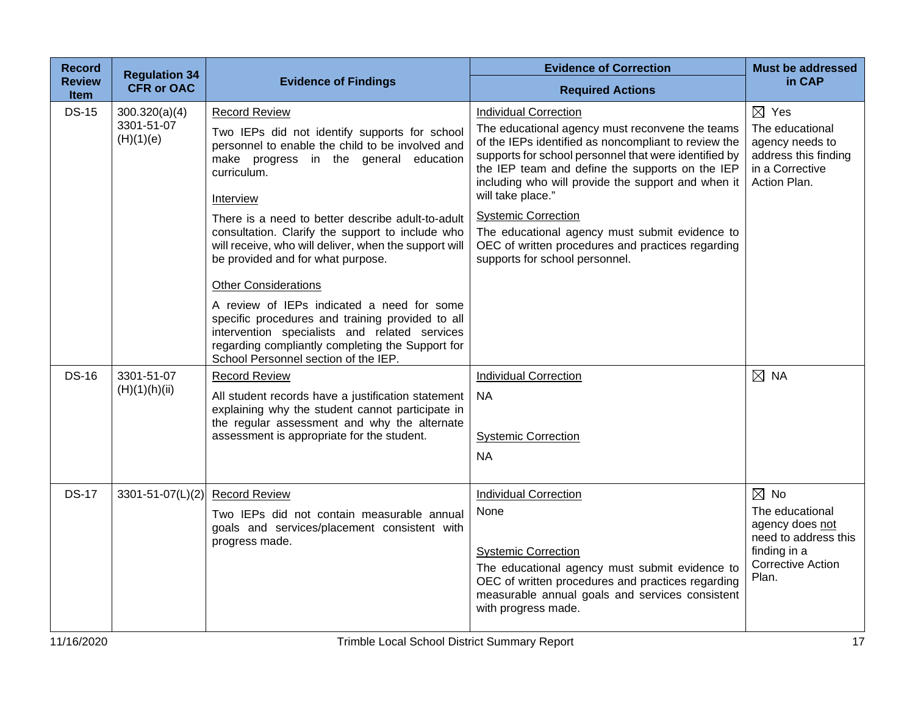| Record Review Item | Regulation 34 CFR or OAC | Evidence of Findings | Evidence of Correction<br>Required Actions | Must be addressed in CAP |
|---|---|---|---|---|
| DS-15 | 300.320(a)(4)<br>3301-51-07 (H)(1)(e) | Record Review<br>Two IEPs did not identify supports for school personnel to enable the child to be involved and make progress in the general education curriculum.<br>Interview<br>There is a need to better describe adult-to-adult consultation. Clarify the support to include who will receive, who will deliver, when the support will be provided and for what purpose.<br>Other Considerations<br>A review of IEPs indicated a need for some specific procedures and training provided to all intervention specialists and related services regarding compliantly completing the Support for School Personnel section of the IEP. | Individual Correction<br>The educational agency must reconvene the teams of the IEPs identified as noncompliant to review the supports for school personnel that were identified by the IEP team and define the supports on the IEP including who will provide the support and when it will take place."<br>Systemic Correction<br>The educational agency must submit evidence to OEC of written procedures and practices regarding supports for school personnel. | ☒ Yes<br>The educational agency needs to address this finding in a Corrective Action Plan. |
| DS-16 | 3301-51-07 (H)(1)(h)(ii) | Record Review<br>All student records have a justification statement explaining why the student cannot participate in the regular assessment and why the alternate assessment is appropriate for the student. | Individual Correction<br>NA<br>Systemic Correction<br>NA | ☒ NA |
| DS-17 | 3301-51-07(L)(2) | Record Review<br>Two IEPs did not contain measurable annual goals and services/placement consistent with progress made. | Individual Correction<br>None<br>Systemic Correction<br>The educational agency must submit evidence to OEC of written procedures and practices regarding measurable annual goals and services consistent with progress made. | ☒ No<br>The educational agency does not need to address this finding in a Corrective Action Plan. |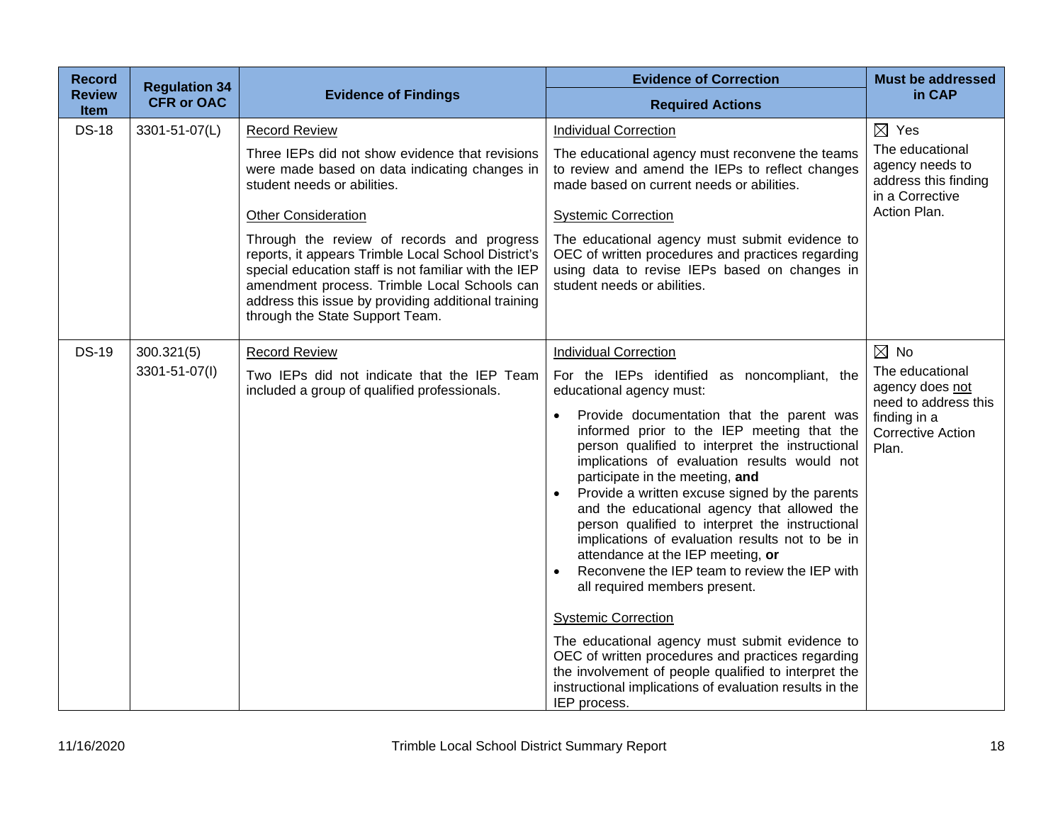| Record Review Item | Regulation 34 CFR or OAC | Evidence of Findings | Evidence of Correction<br>Required Actions | Must be addressed in CAP |
|---|---|---|---|---|
| DS-18 | 3301-51-07(L) | Record Review<br><br>Three IEPs did not show evidence that revisions were made based on data indicating changes in student needs or abilities.<br><br>Other Consideration<br><br>Through the review of records and progress reports, it appears Trimble Local School District's special education staff is not familiar with the IEP amendment process. Trimble Local Schools can address this issue by providing additional training through the State Support Team. | Individual Correction<br><br>The educational agency must reconvene the teams to review and amend the IEPs to reflect changes made based on current needs or abilities.<br><br>Systemic Correction<br><br>The educational agency must submit evidence to OEC of written procedures and practices regarding using data to revise IEPs based on changes in student needs or abilities. | ☒ Yes<br>The educational agency needs to address this finding in a Corrective Action Plan. |
| DS-19 | 300.321(5)<br>3301-51-07(I) | Record Review<br><br>Two IEPs did not indicate that the IEP Team included a group of qualified professionals. | Individual Correction<br><br>For the IEPs identified as noncompliant, the educational agency must:<br>• Provide documentation that the parent was informed prior to the IEP meeting that the person qualified to interpret the instructional implications of evaluation results would not participate in the meeting, **and**<br>• Provide a written excuse signed by the parents and the educational agency that allowed the person qualified to interpret the instructional implications of evaluation results not to be in attendance at the IEP meeting, **or**<br>• Reconvene the IEP team to review the IEP with all required members present.<br><br>Systemic Correction<br><br>The educational agency must submit evidence to OEC of written procedures and practices regarding the involvement of people qualified to interpret the instructional implications of evaluation results in the IEP process. | ☒ No<br>The educational agency does not need to address this finding in a Corrective Action Plan. |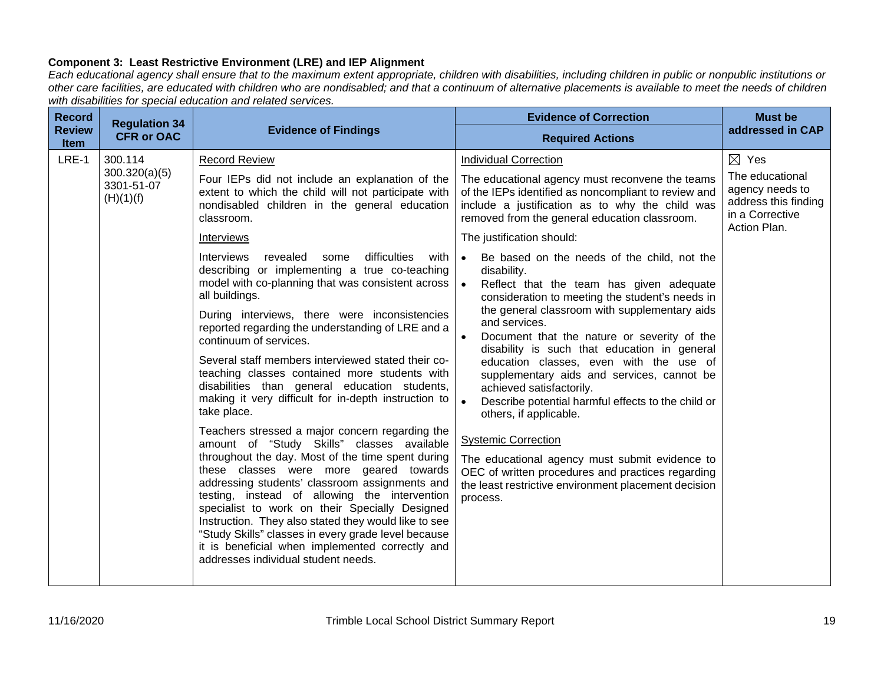**Component 3: Least Restrictive Environment (LRE) and IEP Alignment**

*Each educational agency shall ensure that to the maximum extent appropriate, children with disabilities, including children in public or nonpublic institutions or other care facilities, are educated with children who are nondisabled; and that a continuum of alternative placements is available to meet the needs of children with disabilities for special education and related services.*

| Record Review Item | Regulation 34 CFR or OAC | Evidence of Findings | Evidence of Correction<br>Required Actions | Must be addressed in CAP |
|---|---|---|---|---|
| LRE-1 | 300.114<br>300.320(a)(5)<br>3301-51-07 (H)(1)(f) | <u>Record Review</u><br>Four IEPs did not include an explanation of the extent to which the child will not participate with nondisabled children in the general education classroom.<br><u>Interviews</u><br>Interviews revealed some difficulties with describing or implementing a true co-teaching model with co-planning that was consistent across all buildings.<br>During interviews, there were inconsistencies reported regarding the understanding of LRE and a continuum of services.<br>Several staff members interviewed stated their co-teaching classes contained more students with disabilities than general education students, making it very difficult for in-depth instruction to take place.<br>Teachers stressed a major concern regarding the amount of "Study Skills" classes available throughout the day. Most of the time spent during these classes were more geared towards addressing students' classroom assignments and testing, instead of allowing the intervention specialist to work on their Specially Designed Instruction. They also stated they would like to see "Study Skills" classes in every grade level because it is beneficial when implemented correctly and addresses individual student needs. | <u>Individual Correction</u><br>The educational agency must reconvene the teams of the IEPs identified as noncompliant to review and include a justification as to why the child was removed from the general education classroom.<br>The justification should:<br>• Be based on the needs of the child, not the disability.<br>• Reflect that the team has given adequate consideration to meeting the student's needs in the general classroom with supplementary aids and services.<br>• Document that the nature or severity of the disability is such that education in general education classes, even with the use of supplementary aids and services, cannot be achieved satisfactorily.<br>• Describe potential harmful effects to the child or others, if applicable.<br><u>Systemic Correction</u><br>The educational agency must submit evidence to OEC of written procedures and practices regarding the least restrictive environment placement decision process. | ☒ Yes<br>The educational agency needs to address this finding in a Corrective Action Plan. |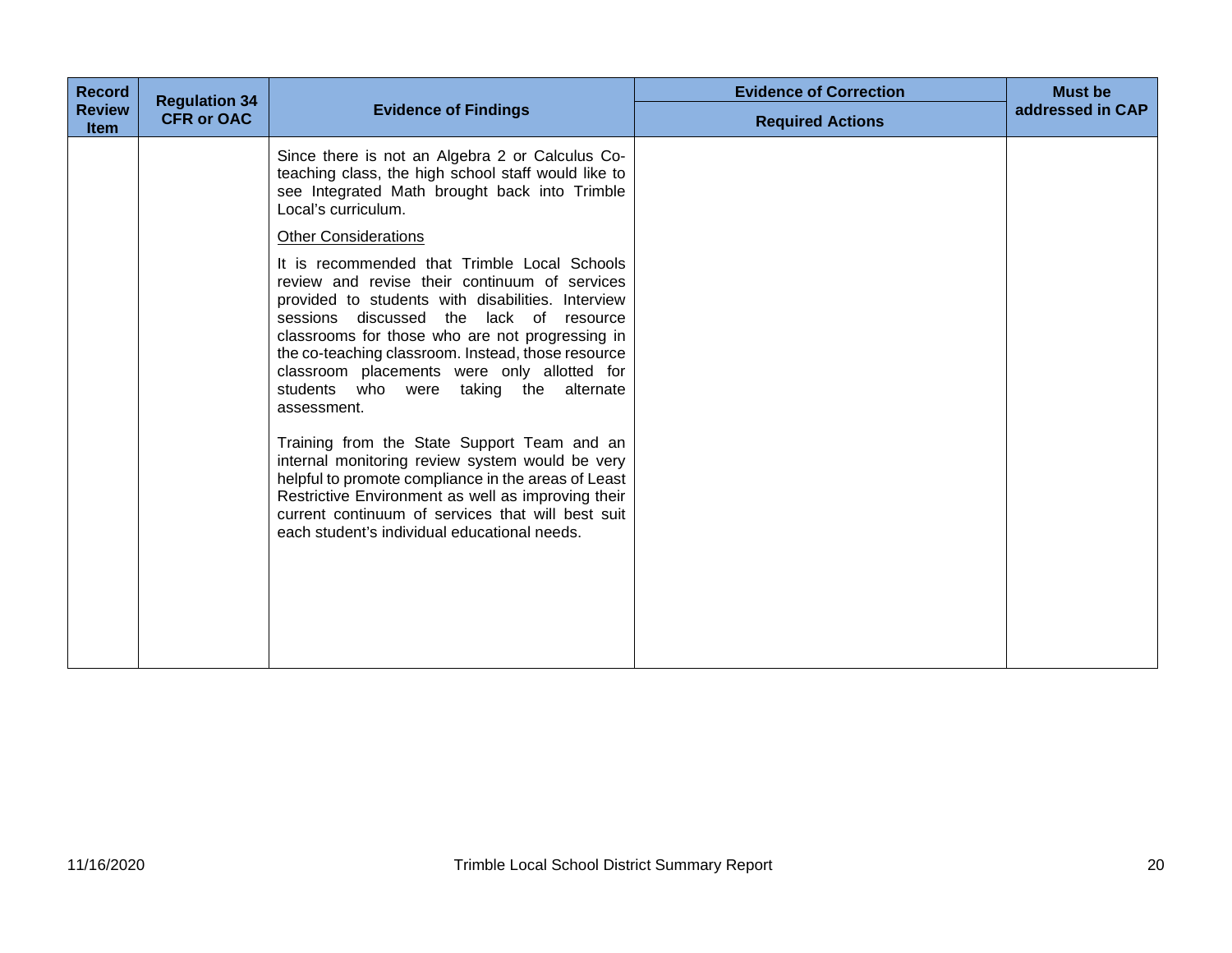| Record Review Item | Regulation 34 CFR or OAC | Evidence of Findings | Evidence of Correction<br>Required Actions | Must be addressed in CAP |
|---|---|---|---|---|
| | | Since there is not an Algebra 2 or Calculus Co-teaching class, the high school staff would like to see Integrated Math brought back into Trimble Local's curriculum.<br><br>Other Considerations<br><br>It is recommended that Trimble Local Schools review and revise their continuum of services provided to students with disabilities. Interview sessions discussed the lack of resource classrooms for those who are not progressing in the co-teaching classroom. Instead, those resource classroom placements were only allotted for students who were taking the alternate assessment.<br><br>Training from the State Support Team and an internal monitoring review system would be very helpful to promote compliance in the areas of Least Restrictive Environment as well as improving their current continuum of services that will best suit each student's individual educational needs. | | |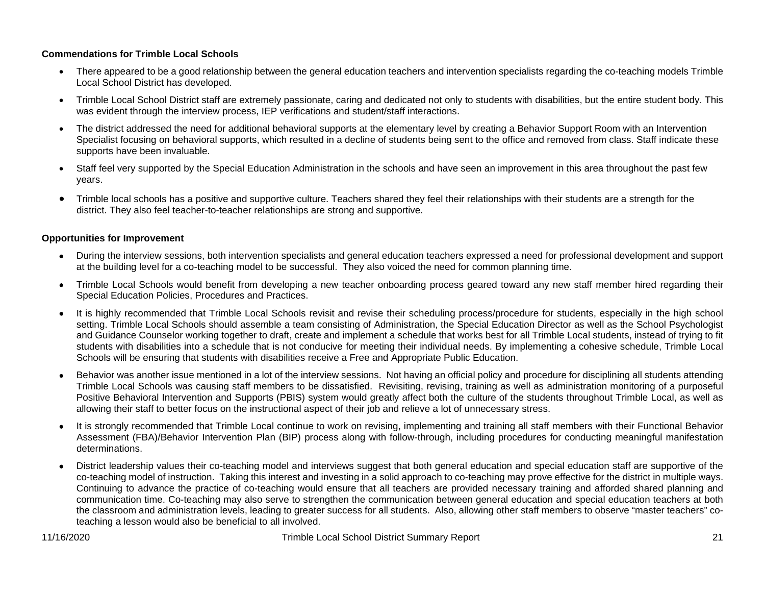**Commendations for Trimble Local Schools**

- There appeared to be a good relationship between the general education teachers and intervention specialists regarding the co-teaching models Trimble Local School District has developed.
- Trimble Local School District staff are extremely passionate, caring and dedicated not only to students with disabilities, but the entire student body. This was evident through the interview process, IEP verifications and student/staff interactions.
- The district addressed the need for additional behavioral supports at the elementary level by creating a Behavior Support Room with an Intervention Specialist focusing on behavioral supports, which resulted in a decline of students being sent to the office and removed from class. Staff indicate these supports have been invaluable.
- Staff feel very supported by the Special Education Administration in the schools and have seen an improvement in this area throughout the past few years.
- Trimble local schools has a positive and supportive culture. Teachers shared they feel their relationships with their students are a strength for the district. They also feel teacher-to-teacher relationships are strong and supportive.

**Opportunities for Improvement**

- During the interview sessions, both intervention specialists and general education teachers expressed a need for professional development and support at the building level for a co-teaching model to be successful. They also voiced the need for common planning time.
- Trimble Local Schools would benefit from developing a new teacher onboarding process geared toward any new staff member hired regarding their Special Education Policies, Procedures and Practices.
- It is highly recommended that Trimble Local Schools revisit and revise their scheduling process/procedure for students, especially in the high school setting. Trimble Local Schools should assemble a team consisting of Administration, the Special Education Director as well as the School Psychologist and Guidance Counselor working together to draft, create and implement a schedule that works best for all Trimble Local students, instead of trying to fit students with disabilities into a schedule that is not conducive for meeting their individual needs. By implementing a cohesive schedule, Trimble Local Schools will be ensuring that students with disabilities receive a Free and Appropriate Public Education.
- Behavior was another issue mentioned in a lot of the interview sessions. Not having an official policy and procedure for disciplining all students attending Trimble Local Schools was causing staff members to be dissatisfied. Revisiting, revising, training as well as administration monitoring of a purposeful Positive Behavioral Intervention and Supports (PBIS) system would greatly affect both the culture of the students throughout Trimble Local, as well as allowing their staff to better focus on the instructional aspect of their job and relieve a lot of unnecessary stress.
- It is strongly recommended that Trimble Local continue to work on revising, implementing and training all staff members with their Functional Behavior Assessment (FBA)/Behavior Intervention Plan (BIP) process along with follow-through, including procedures for conducting meaningful manifestation determinations.
- District leadership values their co-teaching model and interviews suggest that both general education and special education staff are supportive of the co-teaching model of instruction. Taking this interest and investing in a solid approach to co-teaching may prove effective for the district in multiple ways. Continuing to advance the practice of co-teaching would ensure that all teachers are provided necessary training and afforded shared planning and communication time. Co-teaching may also serve to strengthen the communication between general education and special education teachers at both the classroom and administration levels, leading to greater success for all students. Also, allowing other staff members to observe "master teachers" co-teaching a lesson would also be beneficial to all involved.